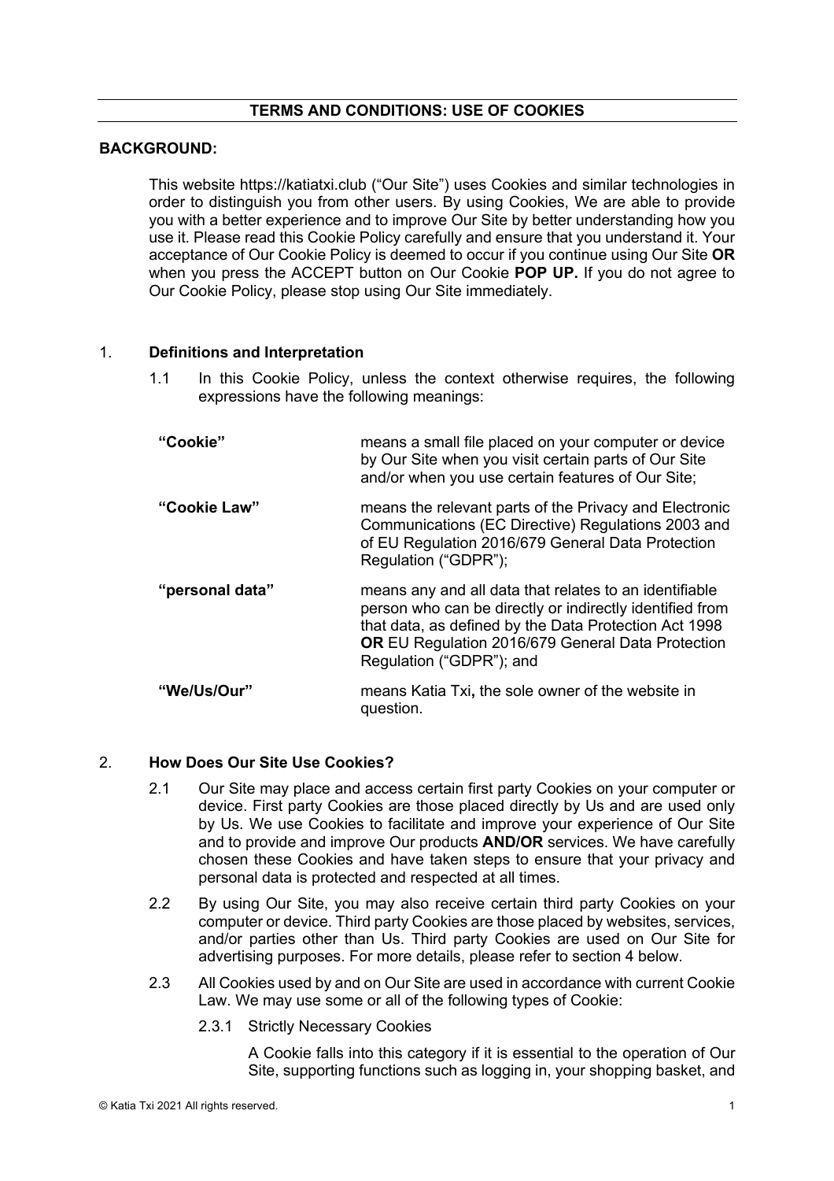# TERMS AND CONDITIONS: USE OF COOKIES

**BACKGROUND:**

This website https://katiatxi.club ("Our Site") uses Cookies and similar technologies in order to distinguish you from other users. By using Cookies, We are able to provide you with a better experience and to improve Our Site by better understanding how you use it. Please read this Cookie Policy carefully and ensure that you understand it. Your acceptance of Our Cookie Policy is deemed to occur if you continue using Our Site **OR** when you press the ACCEPT button on Our Cookie **POP UP.** If you do not agree to Our Cookie Policy, please stop using Our Site immediately.

## 1. Definitions and Interpretation

1.1 In this Cookie Policy, unless the context otherwise requires, the following expressions have the following meanings:

| | |
|---|---|
| **"Cookie"** | means a small file placed on your computer or device by Our Site when you visit certain parts of Our Site and/or when you use certain features of Our Site; |
| **"Cookie Law"** | means the relevant parts of the Privacy and Electronic Communications (EC Directive) Regulations 2003 and of EU Regulation 2016/679 General Data Protection Regulation ("GDPR"); |
| **"personal data"** | means any and all data that relates to an identifiable person who can be directly or indirectly identified from that data, as defined by the Data Protection Act 1998 **OR** EU Regulation 2016/679 General Data Protection Regulation ("GDPR"); and |
| **"We/Us/Our"** | means Katia Txi**,** the sole owner of the website in question. |

## 2. How Does Our Site Use Cookies?

2.1 Our Site may place and access certain first party Cookies on your computer or device. First party Cookies are those placed directly by Us and are used only by Us. We use Cookies to facilitate and improve your experience of Our Site and to provide and improve Our products **AND/OR** services. We have carefully chosen these Cookies and have taken steps to ensure that your privacy and personal data is protected and respected at all times.

2.2 By using Our Site, you may also receive certain third party Cookies on your computer or device. Third party Cookies are those placed by websites, services, and/or parties other than Us. Third party Cookies are used on Our Site for advertising purposes. For more details, please refer to section 4 below.

2.3 All Cookies used by and on Our Site are used in accordance with current Cookie Law. We may use some or all of the following types of Cookie:

2.3.1 Strictly Necessary Cookies

A Cookie falls into this category if it is essential to the operation of Our Site, supporting functions such as logging in, your shopping basket, and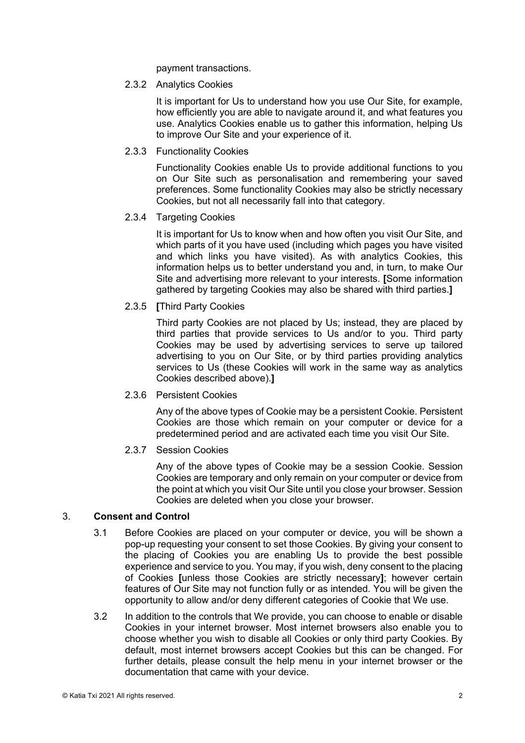payment transactions.

2.3.2 Analytics Cookies

It is important for Us to understand how you use Our Site, for example, how efficiently you are able to navigate around it, and what features you use. Analytics Cookies enable us to gather this information, helping Us to improve Our Site and your experience of it.

2.3.3 Functionality Cookies

Functionality Cookies enable Us to provide additional functions to you on Our Site such as personalisation and remembering your saved preferences. Some functionality Cookies may also be strictly necessary Cookies, but not all necessarily fall into that category.

2.3.4 Targeting Cookies

It is important for Us to know when and how often you visit Our Site, and which parts of it you have used (including which pages you have visited and which links you have visited). As with analytics Cookies, this information helps us to better understand you and, in turn, to make Our Site and advertising more relevant to your interests. **[**Some information gathered by targeting Cookies may also be shared with third parties.**]**

2.3.5 **[**Third Party Cookies

Third party Cookies are not placed by Us; instead, they are placed by third parties that provide services to Us and/or to you. Third party Cookies may be used by advertising services to serve up tailored advertising to you on Our Site, or by third parties providing analytics services to Us (these Cookies will work in the same way as analytics Cookies described above).**]**

2.3.6 Persistent Cookies

Any of the above types of Cookie may be a persistent Cookie. Persistent Cookies are those which remain on your computer or device for a predetermined period and are activated each time you visit Our Site.

2.3.7 Session Cookies

Any of the above types of Cookie may be a session Cookie. Session Cookies are temporary and only remain on your computer or device from the point at which you visit Our Site until you close your browser. Session Cookies are deleted when you close your browser.

3. **Consent and Control**

3.1 Before Cookies are placed on your computer or device, you will be shown a pop-up requesting your consent to set those Cookies. By giving your consent to the placing of Cookies you are enabling Us to provide the best possible experience and service to you. You may, if you wish, deny consent to the placing of Cookies **[**unless those Cookies are strictly necessary**]**; however certain features of Our Site may not function fully or as intended. You will be given the opportunity to allow and/or deny different categories of Cookie that We use.

3.2 In addition to the controls that We provide, you can choose to enable or disable Cookies in your internet browser. Most internet browsers also enable you to choose whether you wish to disable all Cookies or only third party Cookies. By default, most internet browsers accept Cookies but this can be changed. For further details, please consult the help menu in your internet browser or the documentation that came with your device.

© Katia Txi 2021 All rights reserved.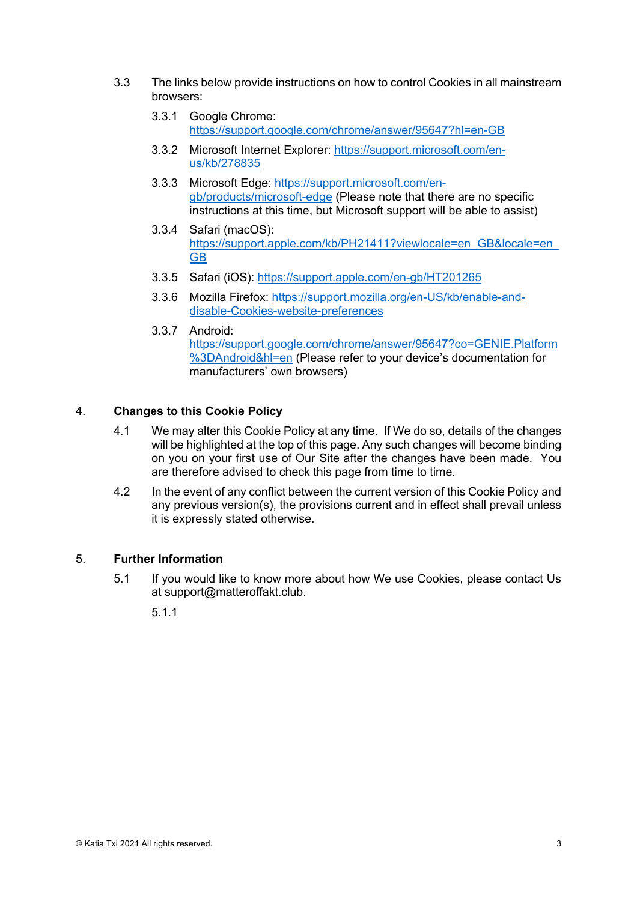3.3 The links below provide instructions on how to control Cookies in all mainstream browsers:

3.3.1 Google Chrome: https://support.google.com/chrome/answer/95647?hl=en-GB

3.3.2 Microsoft Internet Explorer: https://support.microsoft.com/en-us/kb/278835

3.3.3 Microsoft Edge: https://support.microsoft.com/en-gb/products/microsoft-edge (Please note that there are no specific instructions at this time, but Microsoft support will be able to assist)

3.3.4 Safari (macOS): https://support.apple.com/kb/PH21411?viewlocale=en_GB&locale=en_GB

3.3.5 Safari (iOS): https://support.apple.com/en-gb/HT201265

3.3.6 Mozilla Firefox: https://support.mozilla.org/en-US/kb/enable-and-disable-Cookies-website-preferences

3.3.7 Android: https://support.google.com/chrome/answer/95647?co=GENIE.Platform%3DAndroid&hl=en (Please refer to your device's documentation for manufacturers' own browsers)

## 4. Changes to this Cookie Policy

4.1 We may alter this Cookie Policy at any time. If We do so, details of the changes will be highlighted at the top of this page. Any such changes will become binding on you on your first use of Our Site after the changes have been made. You are therefore advised to check this page from time to time.

4.2 In the event of any conflict between the current version of this Cookie Policy and any previous version(s), the provisions current and in effect shall prevail unless it is expressly stated otherwise.

## 5. Further Information

5.1 If you would like to know more about how We use Cookies, please contact Us at support@matteroffakt.club.

5.1.1

© Katia Txi 2021 All rights reserved.